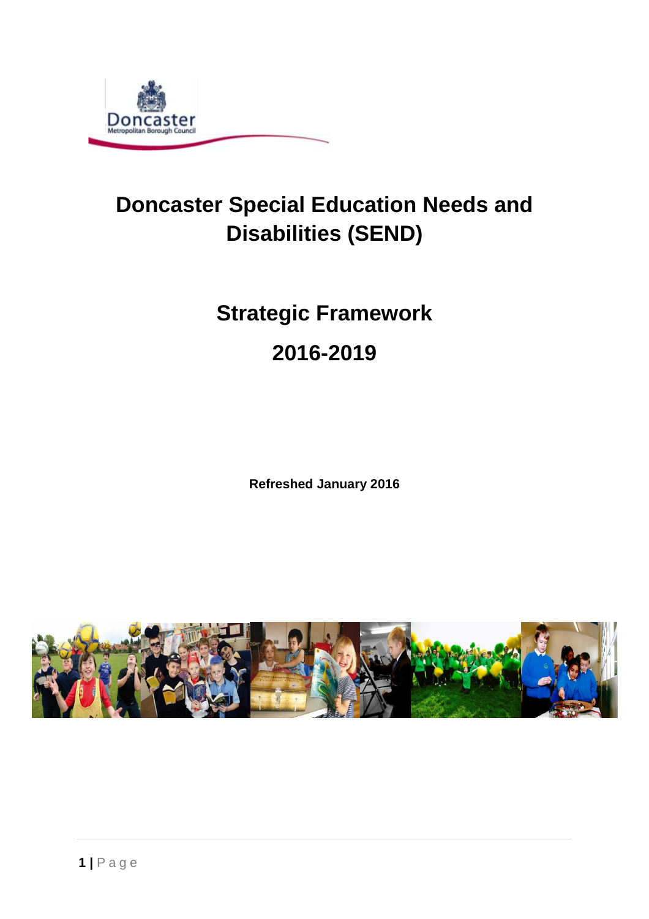# Doncaster Special Education Needs and Disabilities (SEND)

## Strategic Framework

## 2016-2019

**Refreshed January 2016**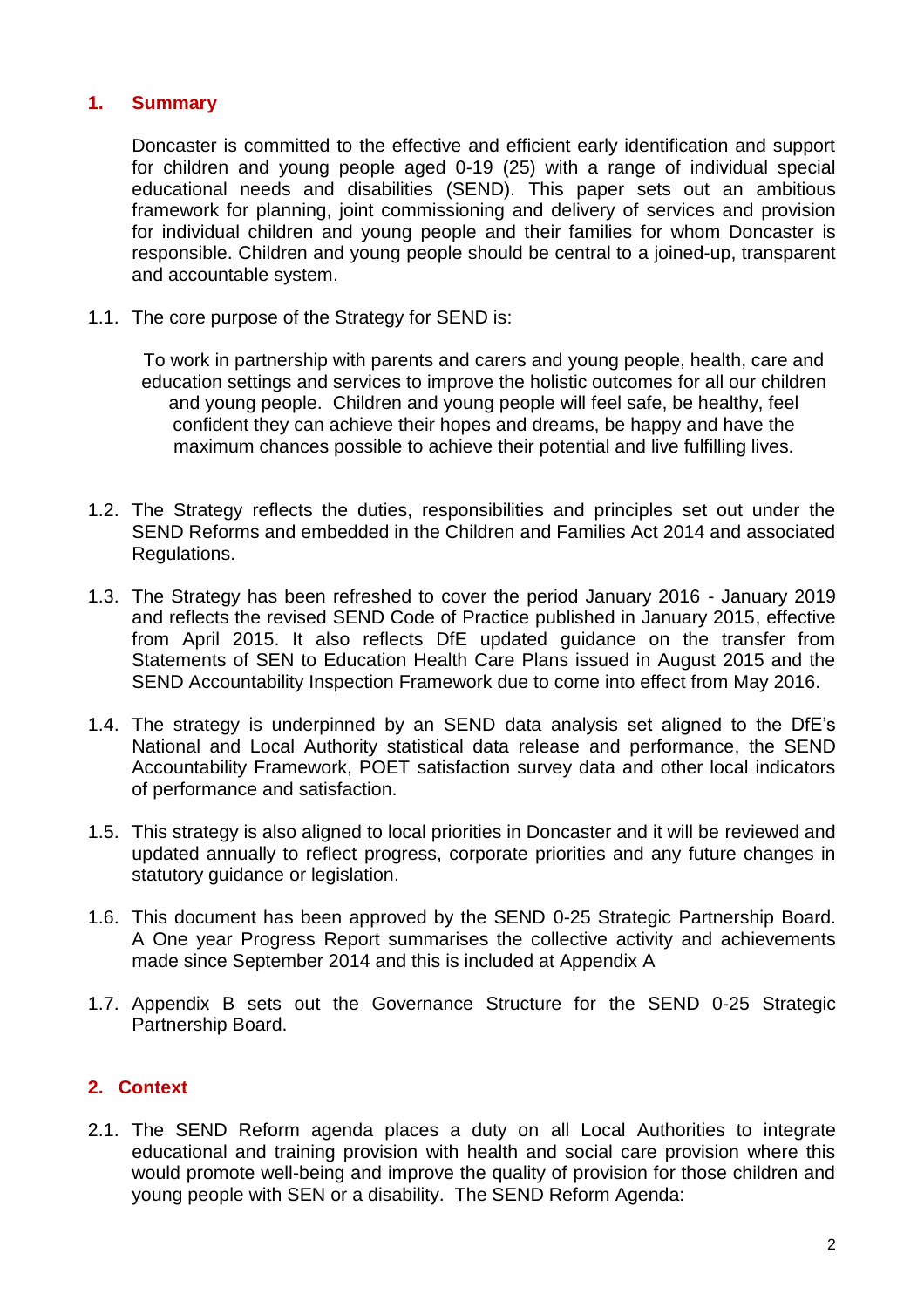## 1. Summary

Doncaster is committed to the effective and efficient early identification and support for children and young people aged 0-19 (25) with a range of individual special educational needs and disabilities (SEND). This paper sets out an ambitious framework for planning, joint commissioning and delivery of services and provision for individual children and young people and their families for whom Doncaster is responsible. Children and young people should be central to a joined-up, transparent and accountable system.

1.1. The core purpose of the Strategy for SEND is:

> To work in partnership with parents and carers and young people, health, care and education settings and services to improve the holistic outcomes for all our children and young people. Children and young people will feel safe, be healthy, feel confident they can achieve their hopes and dreams, be happy and have the maximum chances possible to achieve their potential and live fulfilling lives.

1.2. The Strategy reflects the duties, responsibilities and principles set out under the SEND Reforms and embedded in the Children and Families Act 2014 and associated Regulations.

1.3. The Strategy has been refreshed to cover the period January 2016 - January 2019 and reflects the revised SEND Code of Practice published in January 2015, effective from April 2015. It also reflects DfE updated guidance on the transfer from Statements of SEN to Education Health Care Plans issued in August 2015 and the SEND Accountability Inspection Framework due to come into effect from May 2016.

1.4. The strategy is underpinned by an SEND data analysis set aligned to the DfE's National and Local Authority statistical data release and performance, the SEND Accountability Framework, POET satisfaction survey data and other local indicators of performance and satisfaction.

1.5. This strategy is also aligned to local priorities in Doncaster and it will be reviewed and updated annually to reflect progress, corporate priorities and any future changes in statutory guidance or legislation.

1.6. This document has been approved by the SEND 0-25 Strategic Partnership Board. A One year Progress Report summarises the collective activity and achievements made since September 2014 and this is included at Appendix A

1.7. Appendix B sets out the Governance Structure for the SEND 0-25 Strategic Partnership Board.

## 2. Context

2.1. The SEND Reform agenda places a duty on all Local Authorities to integrate educational and training provision with health and social care provision where this would promote well-being and improve the quality of provision for those children and young people with SEN or a disability. The SEND Reform Agenda: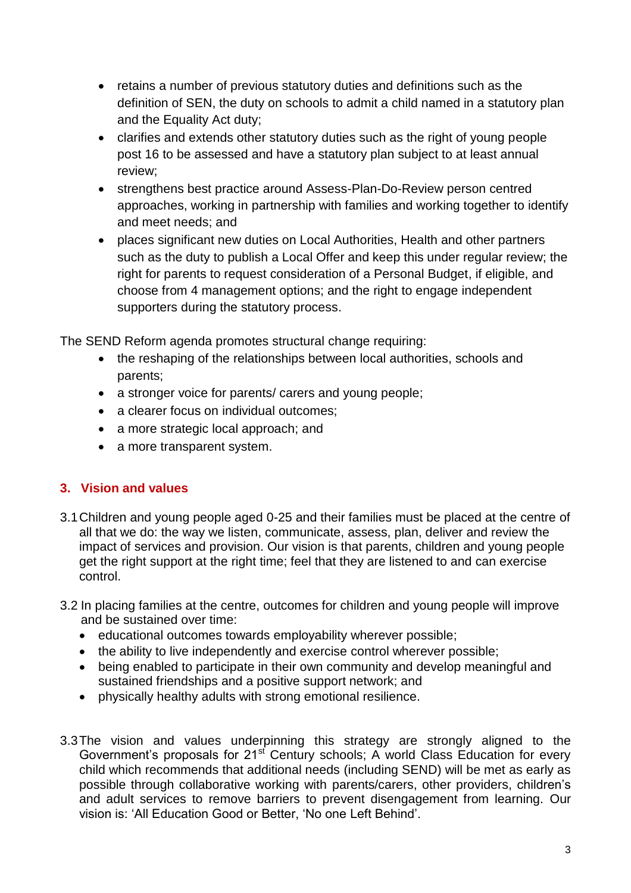- retains a number of previous statutory duties and definitions such as the definition of SEN, the duty on schools to admit a child named in a statutory plan and the Equality Act duty;
- clarifies and extends other statutory duties such as the right of young people post 16 to be assessed and have a statutory plan subject to at least annual review;
- strengthens best practice around Assess-Plan-Do-Review person centred approaches, working in partnership with families and working together to identify and meet needs; and
- places significant new duties on Local Authorities, Health and other partners such as the duty to publish a Local Offer and keep this under regular review; the right for parents to request consideration of a Personal Budget, if eligible, and choose from 4 management options; and the right to engage independent supporters during the statutory process.

The SEND Reform agenda promotes structural change requiring:

- the reshaping of the relationships between local authorities, schools and parents;
- a stronger voice for parents/ carers and young people;
- a clearer focus on individual outcomes;
- a more strategic local approach; and
- a more transparent system.

## 3. Vision and values

3.1 Children and young people aged 0-25 and their families must be placed at the centre of all that we do: the way we listen, communicate, assess, plan, deliver and review the impact of services and provision. Our vision is that parents, children and young people get the right support at the right time; feel that they are listened to and can exercise control.

3.2 In placing families at the centre, outcomes for children and young people will improve and be sustained over time:

- educational outcomes towards employability wherever possible;
- the ability to live independently and exercise control wherever possible;
- being enabled to participate in their own community and develop meaningful and sustained friendships and a positive support network; and
- physically healthy adults with strong emotional resilience.

3.3 The vision and values underpinning this strategy are strongly aligned to the Government's proposals for 21st Century schools; A world Class Education for every child which recommends that additional needs (including SEND) will be met as early as possible through collaborative working with parents/carers, other providers, children's and adult services to remove barriers to prevent disengagement from learning. Our vision is: 'All Education Good or Better, 'No one Left Behind'.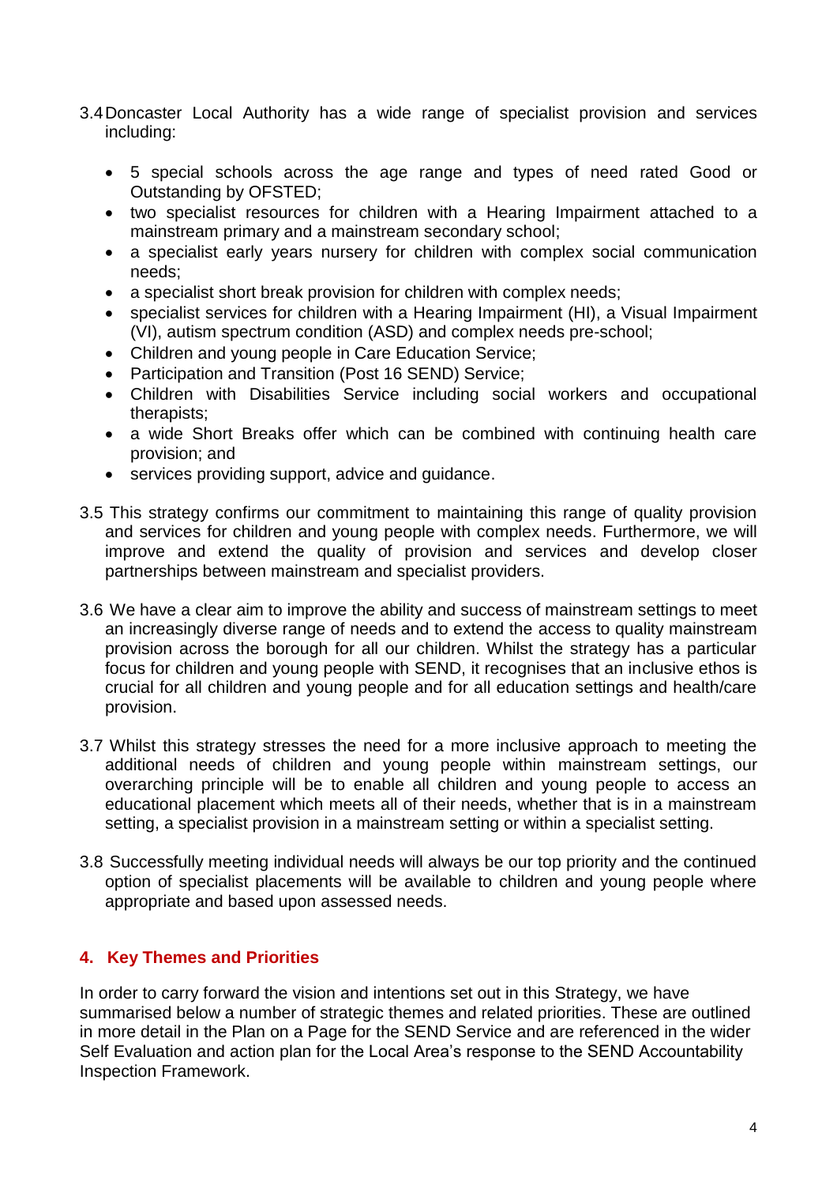3.4 Doncaster Local Authority has a wide range of specialist provision and services including:

- 5 special schools across the age range and types of need rated Good or Outstanding by OFSTED;
- two specialist resources for children with a Hearing Impairment attached to a mainstream primary and a mainstream secondary school;
- a specialist early years nursery for children with complex social communication needs;
- a specialist short break provision for children with complex needs;
- specialist services for children with a Hearing Impairment (HI), a Visual Impairment (VI), autism spectrum condition (ASD) and complex needs pre-school;
- Children and young people in Care Education Service;
- Participation and Transition (Post 16 SEND) Service;
- Children with Disabilities Service including social workers and occupational therapists;
- a wide Short Breaks offer which can be combined with continuing health care provision; and
- services providing support, advice and guidance.

3.5 This strategy confirms our commitment to maintaining this range of quality provision and services for children and young people with complex needs. Furthermore, we will improve and extend the quality of provision and services and develop closer partnerships between mainstream and specialist providers.

3.6 We have a clear aim to improve the ability and success of mainstream settings to meet an increasingly diverse range of needs and to extend the access to quality mainstream provision across the borough for all our children. Whilst the strategy has a particular focus for children and young people with SEND, it recognises that an inclusive ethos is crucial for all children and young people and for all education settings and health/care provision.

3.7 Whilst this strategy stresses the need for a more inclusive approach to meeting the additional needs of children and young people within mainstream settings, our overarching principle will be to enable all children and young people to access an educational placement which meets all of their needs, whether that is in a mainstream setting, a specialist provision in a mainstream setting or within a specialist setting.

3.8 Successfully meeting individual needs will always be our top priority and the continued option of specialist placements will be available to children and young people where appropriate and based upon assessed needs.

## 4. Key Themes and Priorities

In order to carry forward the vision and intentions set out in this Strategy, we have summarised below a number of strategic themes and related priorities. These are outlined in more detail in the Plan on a Page for the SEND Service and are referenced in the wider Self Evaluation and action plan for the Local Area's response to the SEND Accountability Inspection Framework.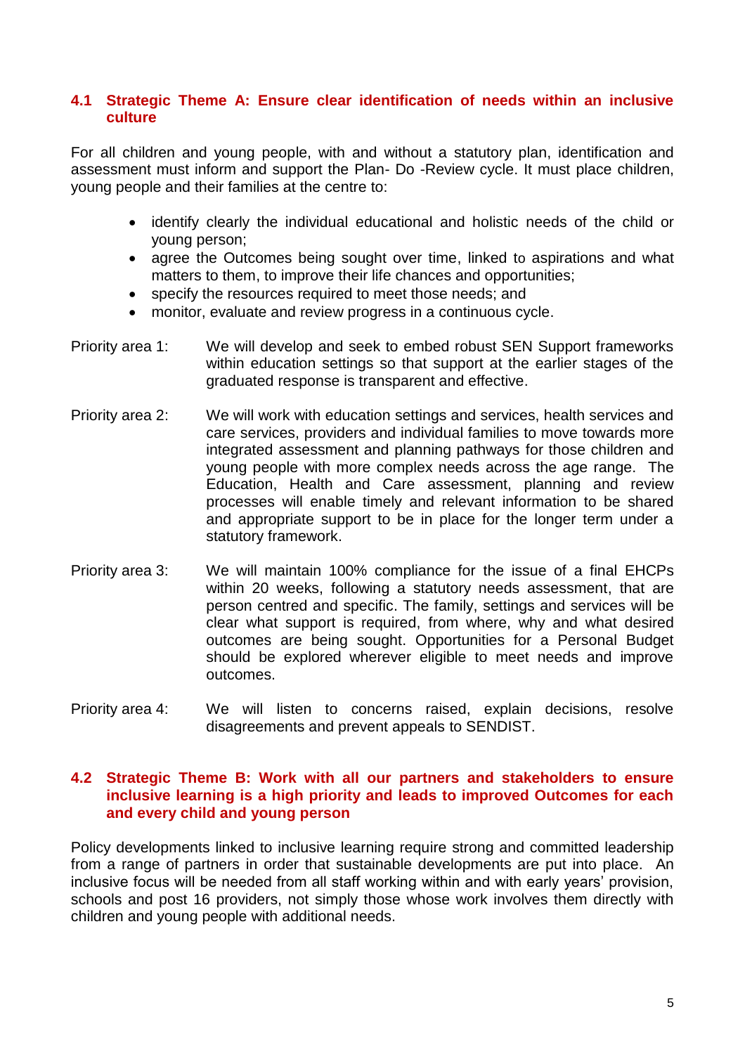### 4.1 Strategic Theme A: Ensure clear identification of needs within an inclusive culture

For all children and young people, with and without a statutory plan, identification and assessment must inform and support the Plan- Do -Review cycle. It must place children, young people and their families at the centre to:

- identify clearly the individual educational and holistic needs of the child or young person;
- agree the Outcomes being sought over time, linked to aspirations and what matters to them, to improve their life chances and opportunities;
- specify the resources required to meet those needs; and
- monitor, evaluate and review progress in a continuous cycle.

Priority area 1: We will develop and seek to embed robust SEN Support frameworks within education settings so that support at the earlier stages of the graduated response is transparent and effective.

Priority area 2: We will work with education settings and services, health services and care services, providers and individual families to move towards more integrated assessment and planning pathways for those children and young people with more complex needs across the age range. The Education, Health and Care assessment, planning and review processes will enable timely and relevant information to be shared and appropriate support to be in place for the longer term under a statutory framework.

Priority area 3: We will maintain 100% compliance for the issue of a final EHCPs within 20 weeks, following a statutory needs assessment, that are person centred and specific. The family, settings and services will be clear what support is required, from where, why and what desired outcomes are being sought. Opportunities for a Personal Budget should be explored wherever eligible to meet needs and improve outcomes.

Priority area 4: We will listen to concerns raised, explain decisions, resolve disagreements and prevent appeals to SENDIST.

### 4.2 Strategic Theme B: Work with all our partners and stakeholders to ensure inclusive learning is a high priority and leads to improved Outcomes for each and every child and young person

Policy developments linked to inclusive learning require strong and committed leadership from a range of partners in order that sustainable developments are put into place. An inclusive focus will be needed from all staff working within and with early years' provision, schools and post 16 providers, not simply those whose work involves them directly with children and young people with additional needs.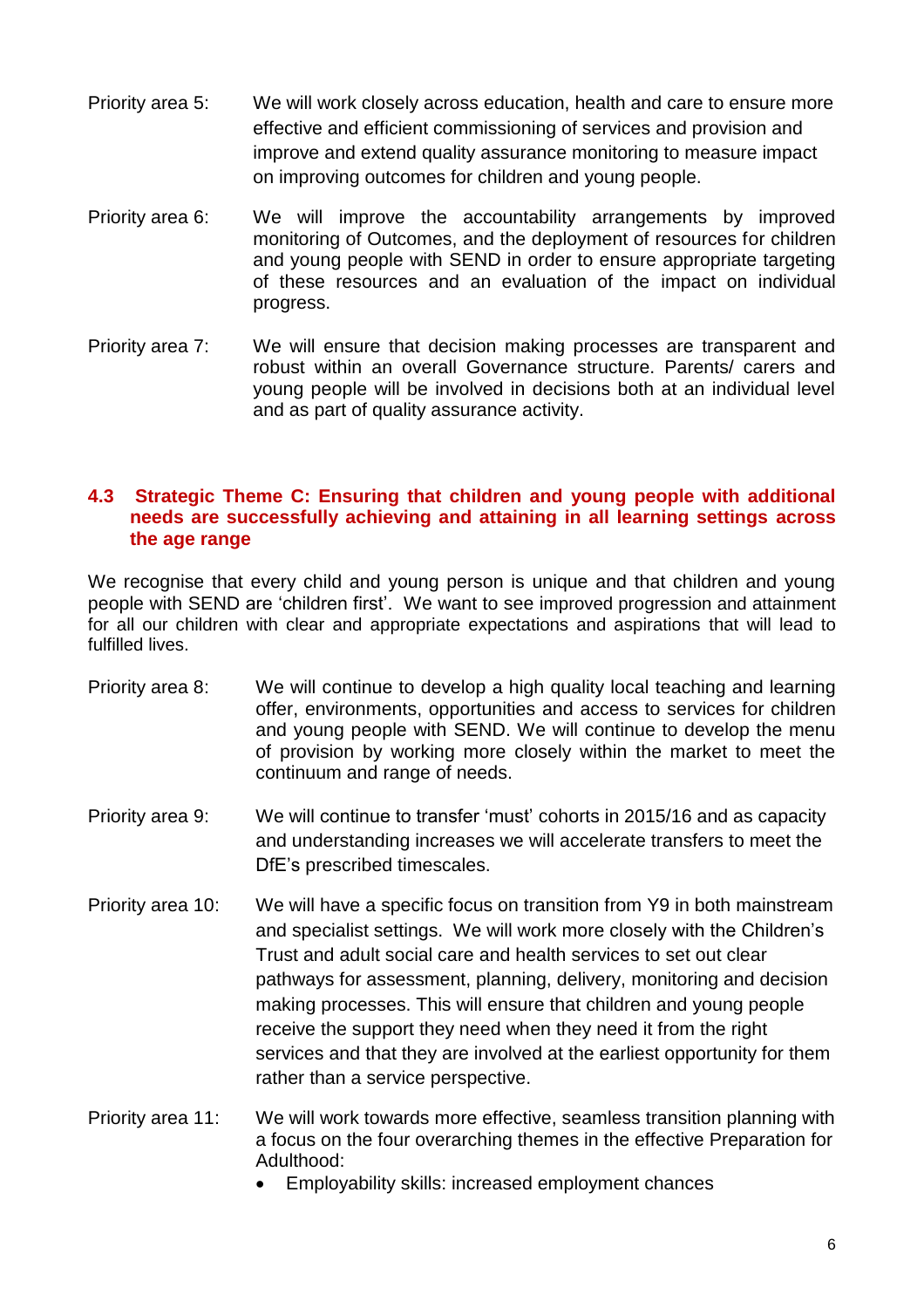Priority area 5: We will work closely across education, health and care to ensure more effective and efficient commissioning of services and provision and improve and extend quality assurance monitoring to measure impact on improving outcomes for children and young people.

Priority area 6: We will improve the accountability arrangements by improved monitoring of Outcomes, and the deployment of resources for children and young people with SEND in order to ensure appropriate targeting of these resources and an evaluation of the impact on individual progress.

Priority area 7: We will ensure that decision making processes are transparent and robust within an overall Governance structure. Parents/ carers and young people will be involved in decisions both at an individual level and as part of quality assurance activity.

### 4.3 Strategic Theme C: Ensuring that children and young people with additional needs are successfully achieving and attaining in all learning settings across the age range

We recognise that every child and young person is unique and that children and young people with SEND are 'children first'. We want to see improved progression and attainment for all our children with clear and appropriate expectations and aspirations that will lead to fulfilled lives.

Priority area 8: We will continue to develop a high quality local teaching and learning offer, environments, opportunities and access to services for children and young people with SEND. We will continue to develop the menu of provision by working more closely within the market to meet the continuum and range of needs.

Priority area 9: We will continue to transfer 'must' cohorts in 2015/16 and as capacity and understanding increases we will accelerate transfers to meet the DfE's prescribed timescales.

Priority area 10: We will have a specific focus on transition from Y9 in both mainstream and specialist settings. We will work more closely with the Children's Trust and adult social care and health services to set out clear pathways for assessment, planning, delivery, monitoring and decision making processes. This will ensure that children and young people receive the support they need when they need it from the right services and that they are involved at the earliest opportunity for them rather than a service perspective.

Priority area 11: We will work towards more effective, seamless transition planning with a focus on the four overarching themes in the effective Preparation for Adulthood:

- Employability skills: increased employment chances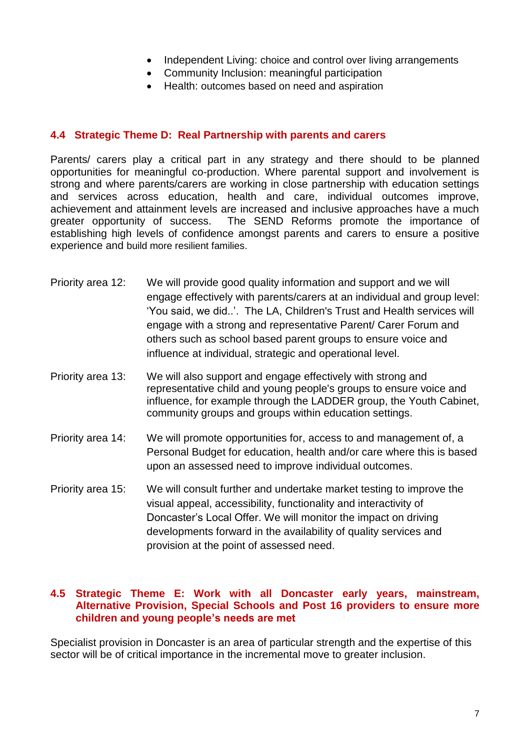- Independent Living: choice and control over living arrangements
- Community Inclusion: meaningful participation
- Health: outcomes based on need and aspiration

### 4.4 Strategic Theme D: Real Partnership with parents and carers

Parents/ carers play a critical part in any strategy and there should to be planned opportunities for meaningful co-production. Where parental support and involvement is strong and where parents/carers are working in close partnership with education settings and services across education, health and care, individual outcomes improve, achievement and attainment levels are increased and inclusive approaches have a much greater opportunity of success. The SEND Reforms promote the importance of establishing high levels of confidence amongst parents and carers to ensure a positive experience and build more resilient families.

Priority area 12: We will provide good quality information and support and we will engage effectively with parents/carers at an individual and group level: 'You said, we did..'. The LA, Children's Trust and Health services will engage with a strong and representative Parent/ Carer Forum and others such as school based parent groups to ensure voice and influence at individual, strategic and operational level.

Priority area 13: We will also support and engage effectively with strong and representative child and young people's groups to ensure voice and influence, for example through the LADDER group, the Youth Cabinet, community groups and groups within education settings.

Priority area 14: We will promote opportunities for, access to and management of, a Personal Budget for education, health and/or care where this is based upon an assessed need to improve individual outcomes.

Priority area 15: We will consult further and undertake market testing to improve the visual appeal, accessibility, functionality and interactivity of Doncaster's Local Offer. We will monitor the impact on driving developments forward in the availability of quality services and provision at the point of assessed need.

### 4.5 Strategic Theme E: Work with all Doncaster early years, mainstream, Alternative Provision, Special Schools and Post 16 providers to ensure more children and young people's needs are met

Specialist provision in Doncaster is an area of particular strength and the expertise of this sector will be of critical importance in the incremental move to greater inclusion.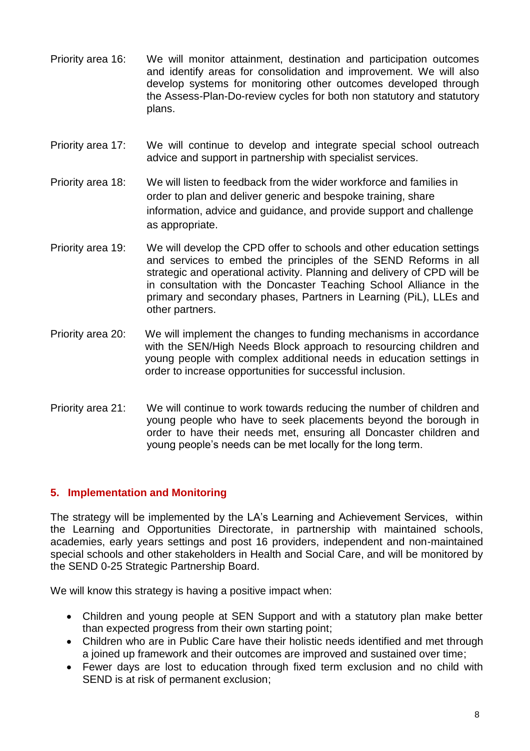Priority area 16: We will monitor attainment, destination and participation outcomes and identify areas for consolidation and improvement. We will also develop systems for monitoring other outcomes developed through the Assess-Plan-Do-review cycles for both non statutory and statutory plans.

Priority area 17: We will continue to develop and integrate special school outreach advice and support in partnership with specialist services.

Priority area 18: We will listen to feedback from the wider workforce and families in order to plan and deliver generic and bespoke training, share information, advice and guidance, and provide support and challenge as appropriate.

Priority area 19: We will develop the CPD offer to schools and other education settings and services to embed the principles of the SEND Reforms in all strategic and operational activity. Planning and delivery of CPD will be in consultation with the Doncaster Teaching School Alliance in the primary and secondary phases, Partners in Learning (PiL), LLEs and other partners.

Priority area 20: We will implement the changes to funding mechanisms in accordance with the SEN/High Needs Block approach to resourcing children and young people with complex additional needs in education settings in order to increase opportunities for successful inclusion.

Priority area 21: We will continue to work towards reducing the number of children and young people who have to seek placements beyond the borough in order to have their needs met, ensuring all Doncaster children and young people's needs can be met locally for the long term.

## 5. Implementation and Monitoring

The strategy will be implemented by the LA's Learning and Achievement Services, within the Learning and Opportunities Directorate, in partnership with maintained schools, academies, early years settings and post 16 providers, independent and non-maintained special schools and other stakeholders in Health and Social Care, and will be monitored by the SEND 0-25 Strategic Partnership Board.

We will know this strategy is having a positive impact when:

- Children and young people at SEN Support and with a statutory plan make better than expected progress from their own starting point;
- Children who are in Public Care have their holistic needs identified and met through a joined up framework and their outcomes are improved and sustained over time;
- Fewer days are lost to education through fixed term exclusion and no child with SEND is at risk of permanent exclusion;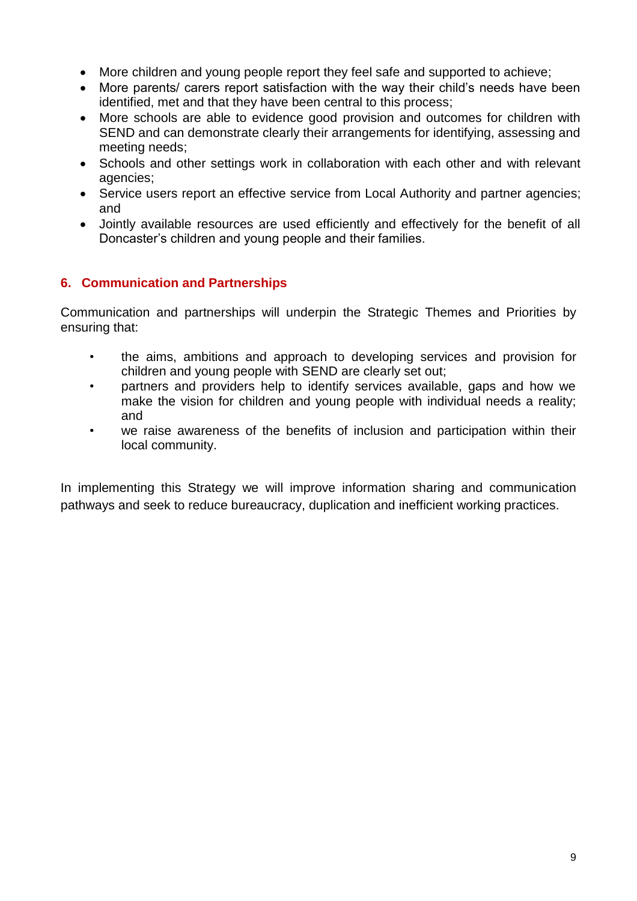- More children and young people report they feel safe and supported to achieve;
- More parents/ carers report satisfaction with the way their child's needs have been identified, met and that they have been central to this process;
- More schools are able to evidence good provision and outcomes for children with SEND and can demonstrate clearly their arrangements for identifying, assessing and meeting needs;
- Schools and other settings work in collaboration with each other and with relevant agencies;
- Service users report an effective service from Local Authority and partner agencies; and
- Jointly available resources are used efficiently and effectively for the benefit of all Doncaster's children and young people and their families.

## 6. Communication and Partnerships

Communication and partnerships will underpin the Strategic Themes and Priorities by ensuring that:

- the aims, ambitions and approach to developing services and provision for children and young people with SEND are clearly set out;
- partners and providers help to identify services available, gaps and how we make the vision for children and young people with individual needs a reality; and
- we raise awareness of the benefits of inclusion and participation within their local community.

In implementing this Strategy we will improve information sharing and communication pathways and seek to reduce bureaucracy, duplication and inefficient working practices.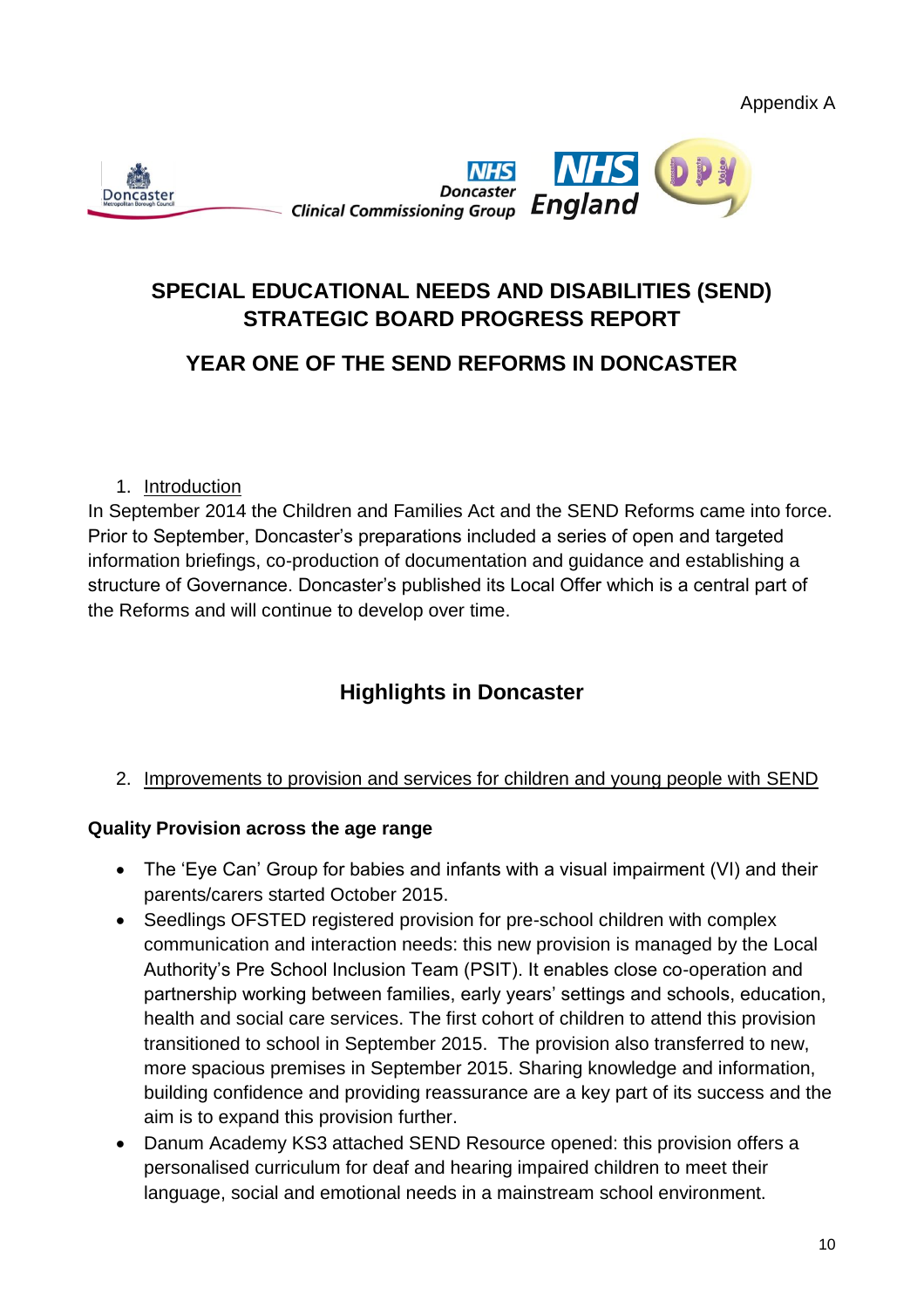Appendix A

# SPECIAL EDUCATIONAL NEEDS AND DISABILITIES (SEND) STRATEGIC BOARD PROGRESS REPORT

## YEAR ONE OF THE SEND REFORMS IN DONCASTER

1. Introduction

In September 2014 the Children and Families Act and the SEND Reforms came into force. Prior to September, Doncaster's preparations included a series of open and targeted information briefings, co-production of documentation and guidance and establishing a structure of Governance. Doncaster's published its Local Offer which is a central part of the Reforms and will continue to develop over time.

## Highlights in Doncaster

2. Improvements to provision and services for children and young people with SEND

**Quality Provision across the age range**

- The 'Eye Can' Group for babies and infants with a visual impairment (VI) and their parents/carers started October 2015.
- Seedlings OFSTED registered provision for pre-school children with complex communication and interaction needs: this new provision is managed by the Local Authority's Pre School Inclusion Team (PSIT). It enables close co-operation and partnership working between families, early years' settings and schools, education, health and social care services. The first cohort of children to attend this provision transitioned to school in September 2015. The provision also transferred to new, more spacious premises in September 2015. Sharing knowledge and information, building confidence and providing reassurance are a key part of its success and the aim is to expand this provision further.
- Danum Academy KS3 attached SEND Resource opened: this provision offers a personalised curriculum for deaf and hearing impaired children to meet their language, social and emotional needs in a mainstream school environment.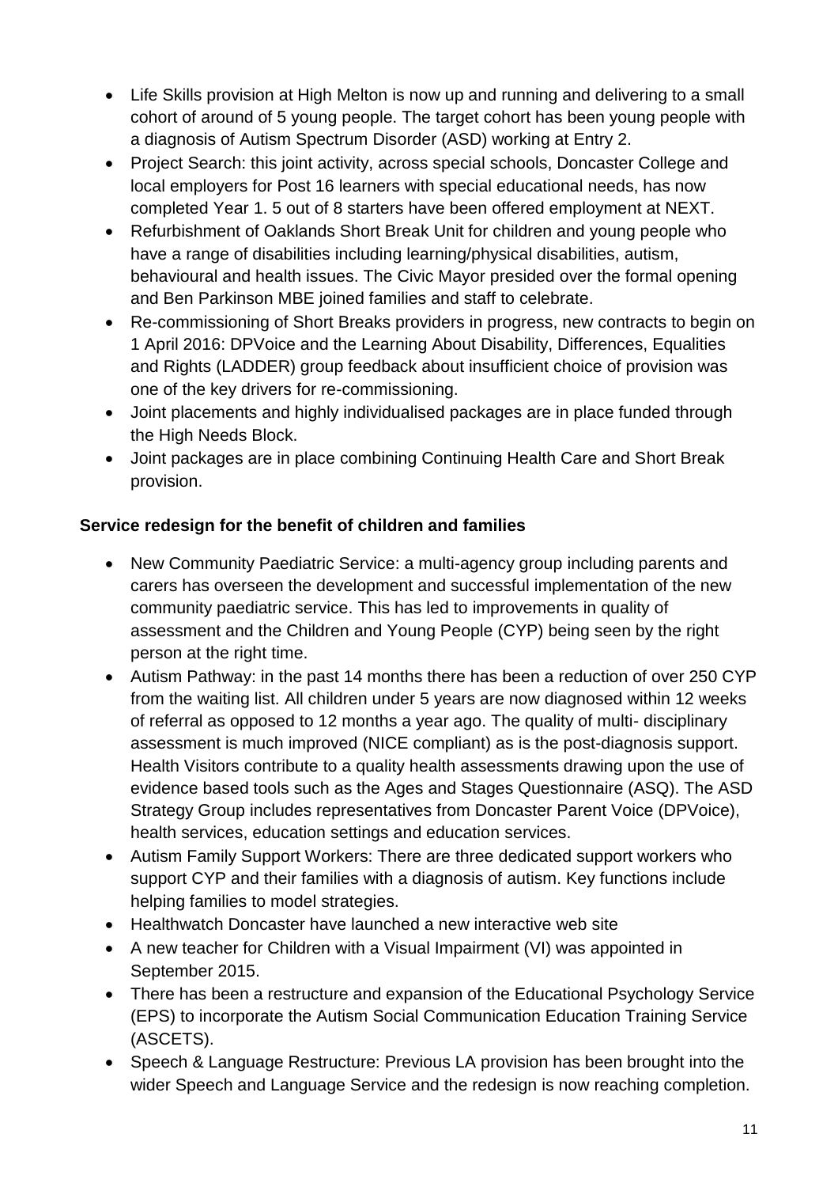- Life Skills provision at High Melton is now up and running and delivering to a small cohort of around of 5 young people. The target cohort has been young people with a diagnosis of Autism Spectrum Disorder (ASD) working at Entry 2.
- Project Search: this joint activity, across special schools, Doncaster College and local employers for Post 16 learners with special educational needs, has now completed Year 1. 5 out of 8 starters have been offered employment at NEXT.
- Refurbishment of Oaklands Short Break Unit for children and young people who have a range of disabilities including learning/physical disabilities, autism, behavioural and health issues. The Civic Mayor presided over the formal opening and Ben Parkinson MBE joined families and staff to celebrate.
- Re-commissioning of Short Breaks providers in progress, new contracts to begin on 1 April 2016: DPVoice and the Learning About Disability, Differences, Equalities and Rights (LADDER) group feedback about insufficient choice of provision was one of the key drivers for re-commissioning.
- Joint placements and highly individualised packages are in place funded through the High Needs Block.
- Joint packages are in place combining Continuing Health Care and Short Break provision.

**Service redesign for the benefit of children and families**

- New Community Paediatric Service: a multi-agency group including parents and carers has overseen the development and successful implementation of the new community paediatric service. This has led to improvements in quality of assessment and the Children and Young People (CYP) being seen by the right person at the right time.
- Autism Pathway: in the past 14 months there has been a reduction of over 250 CYP from the waiting list. All children under 5 years are now diagnosed within 12 weeks of referral as opposed to 12 months a year ago. The quality of multi- disciplinary assessment is much improved (NICE compliant) as is the post-diagnosis support. Health Visitors contribute to a quality health assessments drawing upon the use of evidence based tools such as the Ages and Stages Questionnaire (ASQ). The ASD Strategy Group includes representatives from Doncaster Parent Voice (DPVoice), health services, education settings and education services.
- Autism Family Support Workers: There are three dedicated support workers who support CYP and their families with a diagnosis of autism. Key functions include helping families to model strategies.
- Healthwatch Doncaster have launched a new interactive web site
- A new teacher for Children with a Visual Impairment (VI) was appointed in September 2015.
- There has been a restructure and expansion of the Educational Psychology Service (EPS) to incorporate the Autism Social Communication Education Training Service (ASCETS).
- Speech & Language Restructure: Previous LA provision has been brought into the wider Speech and Language Service and the redesign is now reaching completion.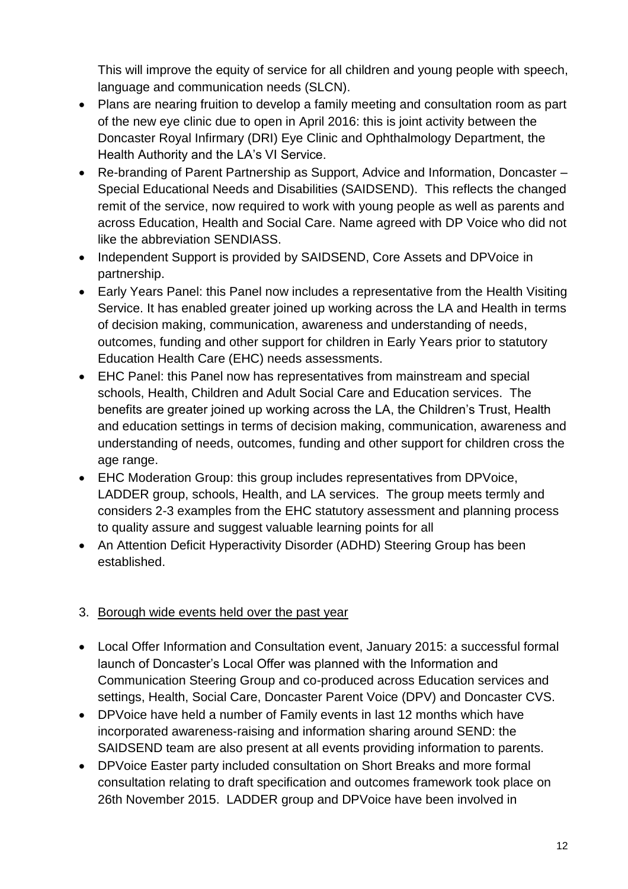This will improve the equity of service for all children and young people with speech, language and communication needs (SLCN).

- Plans are nearing fruition to develop a family meeting and consultation room as part of the new eye clinic due to open in April 2016: this is joint activity between the Doncaster Royal Infirmary (DRI) Eye Clinic and Ophthalmology Department, the Health Authority and the LA's VI Service.
- Re-branding of Parent Partnership as Support, Advice and Information, Doncaster – Special Educational Needs and Disabilities (SAIDSEND). This reflects the changed remit of the service, now required to work with young people as well as parents and across Education, Health and Social Care. Name agreed with DP Voice who did not like the abbreviation SENDIASS.
- Independent Support is provided by SAIDSEND, Core Assets and DPVoice in partnership.
- Early Years Panel: this Panel now includes a representative from the Health Visiting Service. It has enabled greater joined up working across the LA and Health in terms of decision making, communication, awareness and understanding of needs, outcomes, funding and other support for children in Early Years prior to statutory Education Health Care (EHC) needs assessments.
- EHC Panel: this Panel now has representatives from mainstream and special schools, Health, Children and Adult Social Care and Education services. The benefits are greater joined up working across the LA, the Children's Trust, Health and education settings in terms of decision making, communication, awareness and understanding of needs, outcomes, funding and other support for children cross the age range.
- EHC Moderation Group: this group includes representatives from DPVoice, LADDER group, schools, Health, and LA services. The group meets termly and considers 2-3 examples from the EHC statutory assessment and planning process to quality assure and suggest valuable learning points for all
- An Attention Deficit Hyperactivity Disorder (ADHD) Steering Group has been established.

3. Borough wide events held over the past year

- Local Offer Information and Consultation event, January 2015: a successful formal launch of Doncaster's Local Offer was planned with the Information and Communication Steering Group and co-produced across Education services and settings, Health, Social Care, Doncaster Parent Voice (DPV) and Doncaster CVS.
- DPVoice have held a number of Family events in last 12 months which have incorporated awareness-raising and information sharing around SEND: the SAIDSEND team are also present at all events providing information to parents.
- DPVoice Easter party included consultation on Short Breaks and more formal consultation relating to draft specification and outcomes framework took place on 26th November 2015. LADDER group and DPVoice have been involved in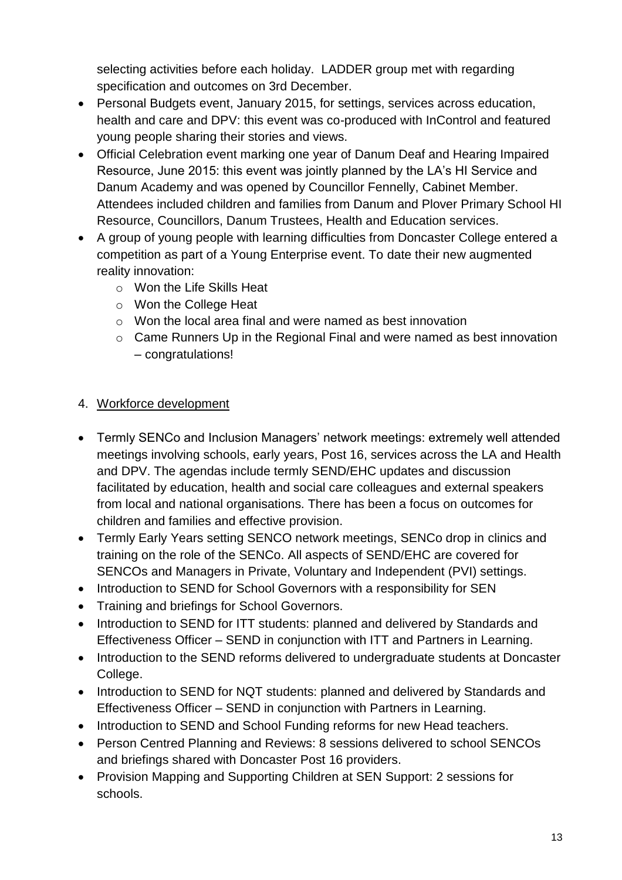selecting activities before each holiday. LADDER group met with regarding specification and outcomes on 3rd December.

- Personal Budgets event, January 2015, for settings, services across education, health and care and DPV: this event was co-produced with InControl and featured young people sharing their stories and views.
- Official Celebration event marking one year of Danum Deaf and Hearing Impaired Resource, June 2015: this event was jointly planned by the LA's HI Service and Danum Academy and was opened by Councillor Fennelly, Cabinet Member. Attendees included children and families from Danum and Plover Primary School HI Resource, Councillors, Danum Trustees, Health and Education services.
- A group of young people with learning difficulties from Doncaster College entered a competition as part of a Young Enterprise event. To date their new augmented reality innovation:
  - Won the Life Skills Heat
  - Won the College Heat
  - Won the local area final and were named as best innovation
  - Came Runners Up in the Regional Final and were named as best innovation – congratulations!

4. <u>Workforce development</u>

- Termly SENCo and Inclusion Managers' network meetings: extremely well attended meetings involving schools, early years, Post 16, services across the LA and Health and DPV. The agendas include termly SEND/EHC updates and discussion facilitated by education, health and social care colleagues and external speakers from local and national organisations. There has been a focus on outcomes for children and families and effective provision.
- Termly Early Years setting SENCO network meetings, SENCo drop in clinics and training on the role of the SENCo. All aspects of SEND/EHC are covered for SENCOs and Managers in Private, Voluntary and Independent (PVI) settings.
- Introduction to SEND for School Governors with a responsibility for SEN
- Training and briefings for School Governors.
- Introduction to SEND for ITT students: planned and delivered by Standards and Effectiveness Officer – SEND in conjunction with ITT and Partners in Learning.
- Introduction to the SEND reforms delivered to undergraduate students at Doncaster College.
- Introduction to SEND for NQT students: planned and delivered by Standards and Effectiveness Officer – SEND in conjunction with Partners in Learning.
- Introduction to SEND and School Funding reforms for new Head teachers.
- Person Centred Planning and Reviews: 8 sessions delivered to school SENCOs and briefings shared with Doncaster Post 16 providers.
- Provision Mapping and Supporting Children at SEN Support: 2 sessions for schools.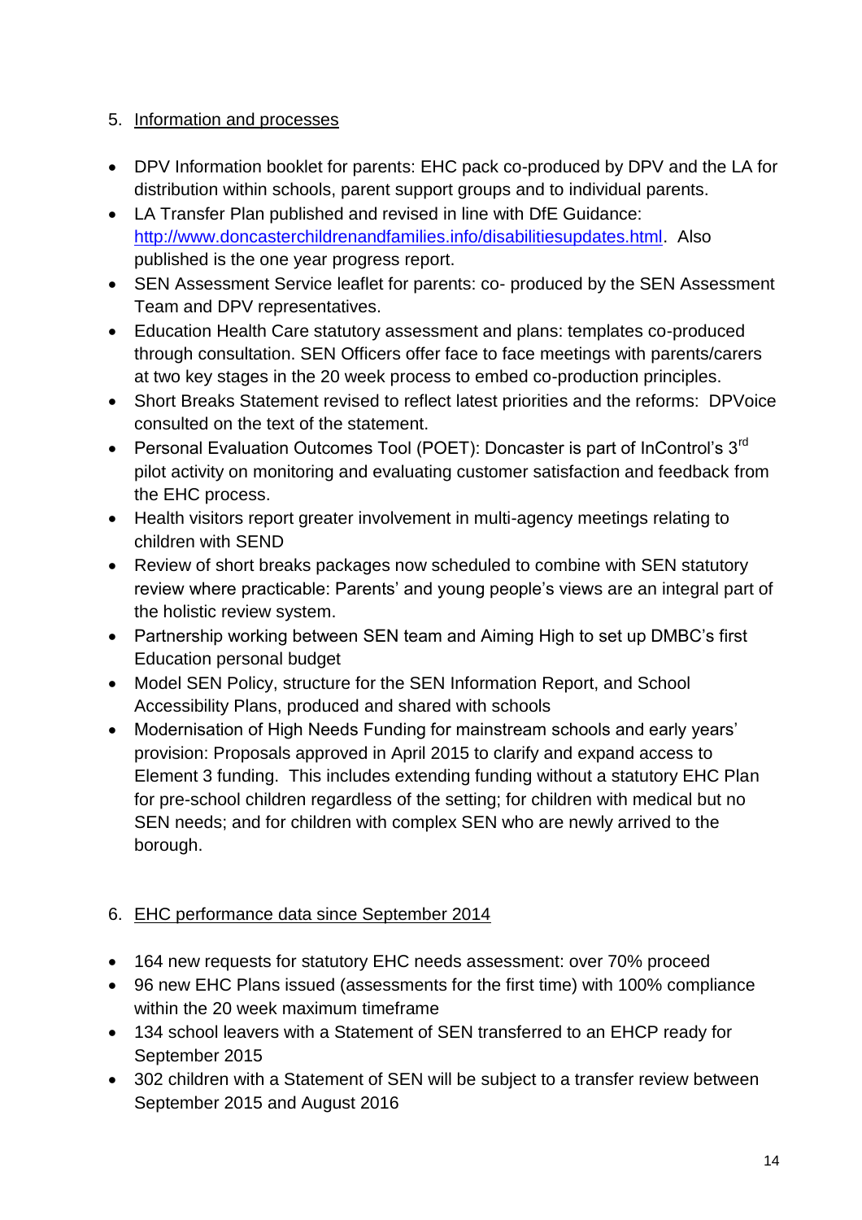5. Information and processes

- DPV Information booklet for parents: EHC pack co-produced by DPV and the LA for distribution within schools, parent support groups and to individual parents.
- LA Transfer Plan published and revised in line with DfE Guidance: http://www.doncasterchildrenandfamilies.info/disabilitiesupdates.html. Also published is the one year progress report.
- SEN Assessment Service leaflet for parents: co- produced by the SEN Assessment Team and DPV representatives.
- Education Health Care statutory assessment and plans: templates co-produced through consultation. SEN Officers offer face to face meetings with parents/carers at two key stages in the 20 week process to embed co-production principles.
- Short Breaks Statement revised to reflect latest priorities and the reforms: DPVoice consulted on the text of the statement.
- Personal Evaluation Outcomes Tool (POET): Doncaster is part of InControl's 3rd pilot activity on monitoring and evaluating customer satisfaction and feedback from the EHC process.
- Health visitors report greater involvement in multi-agency meetings relating to children with SEND
- Review of short breaks packages now scheduled to combine with SEN statutory review where practicable: Parents' and young people's views are an integral part of the holistic review system.
- Partnership working between SEN team and Aiming High to set up DMBC's first Education personal budget
- Model SEN Policy, structure for the SEN Information Report, and School Accessibility Plans, produced and shared with schools
- Modernisation of High Needs Funding for mainstream schools and early years' provision: Proposals approved in April 2015 to clarify and expand access to Element 3 funding. This includes extending funding without a statutory EHC Plan for pre-school children regardless of the setting; for children with medical but no SEN needs; and for children with complex SEN who are newly arrived to the borough.

6. EHC performance data since September 2014

- 164 new requests for statutory EHC needs assessment: over 70% proceed
- 96 new EHC Plans issued (assessments for the first time) with 100% compliance within the 20 week maximum timeframe
- 134 school leavers with a Statement of SEN transferred to an EHCP ready for September 2015
- 302 children with a Statement of SEN will be subject to a transfer review between September 2015 and August 2016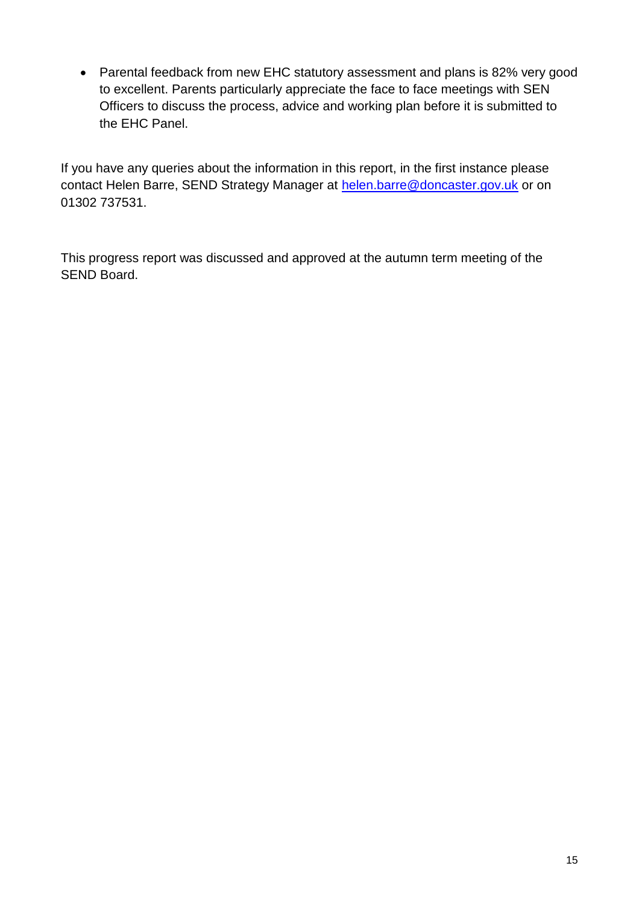- Parental feedback from new EHC statutory assessment and plans is 82% very good to excellent. Parents particularly appreciate the face to face meetings with SEN Officers to discuss the process, advice and working plan before it is submitted to the EHC Panel.

If you have any queries about the information in this report, in the first instance please contact Helen Barre, SEND Strategy Manager at [helen.barre@doncaster.gov.uk](mailto:helen.barre@doncaster.gov.uk) or on 01302 737531.

This progress report was discussed and approved at the autumn term meeting of the SEND Board.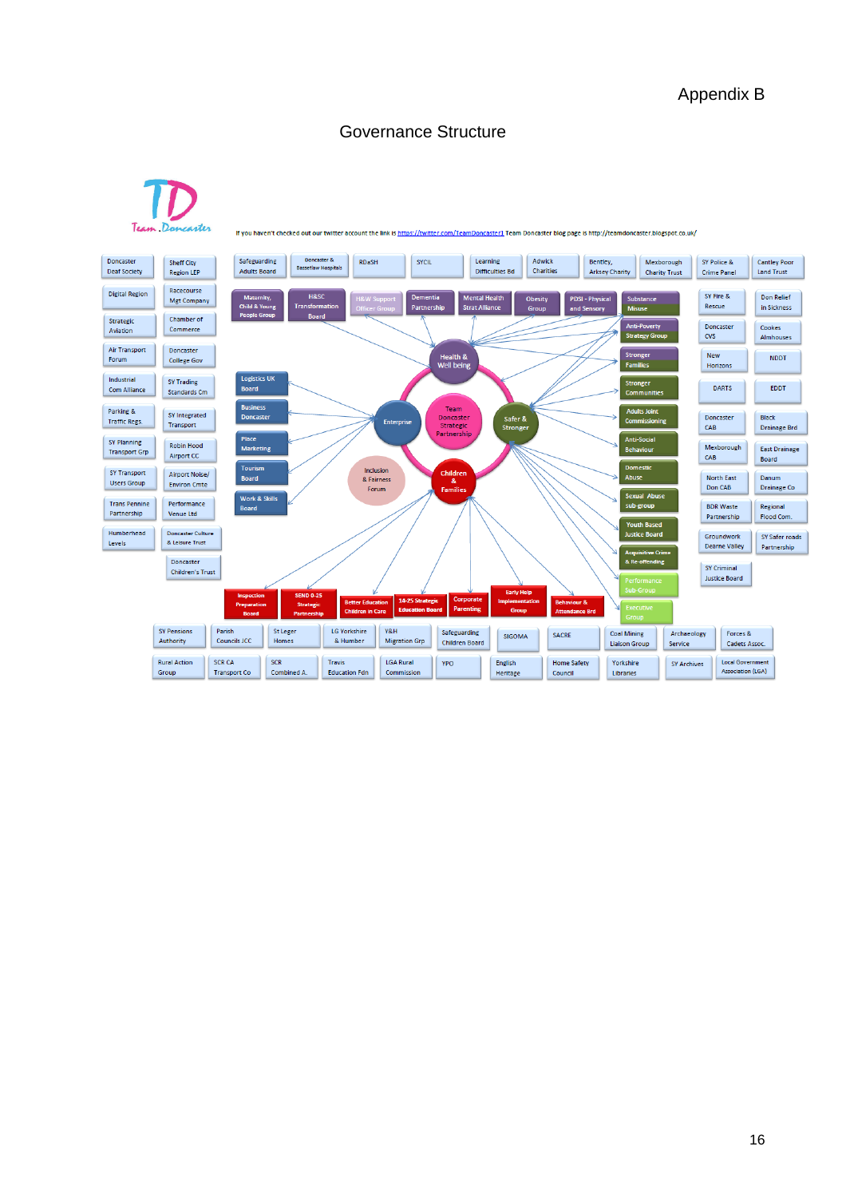Appendix B

# Governance Structure

Team Doncaster

If you haven't checked out our twitter account the link is https://twitter.com/TeamDoncaster1 Team Doncaster blog page is http://teamdoncaster.blogspot.co.uk/

Doncaster Deaf Society
Sheff City Region LEP
Safeguarding Adults Board
Doncaster & Bassetlaw Hospitals
RDaSH
SYCIL
Learning Difficulties Bd
Adwick Charities
Bentley, Arksey Charity
Mexborough Charity Trust
SY Police & Crime Panel
Cantley Poor Land Trust

Digital Region
Racecourse Mgt Company
Strategic Aviation
Chamber of Commerce
Air Transport Forum
Doncaster College Gov
Industrial Com Alliance
SY Trading Standards Cm
Parking & Traffic Regs
SY Integrated Transport
SY Planning Transport Grp
Robin Hood Airport CC
SY Transport Users Group
Airport Noise/ Environ Cmte
Trans Pennine Partnership
Performance Venue Ltd
Humberhead Levels
Doncaster Culture & Leisure Trust
Doncaster Children's Trust

Maternity, Child & Young People Group
H&SC Transformation Board
H&W Support Officer Group
Dementia Partnership
Mental Health Strat Alliance
Obesity Group
PDSI - Physical and Sensory
Substance Misuse
Anti-Poverty Strategy Group
Stronger Families
Stronger Communities
Adults Joint Commissioning
Anti-Social Behaviour
Domestic Abuse
Sexual Abuse sub-group
Youth Based Justice Board
Acquisitive Crime & Re-offending
Performance Sub-Group
Executive Group

Health & Well being
Enterprise
Team Doncaster Strategic Partnership
Safer & Stronger
Children & Families
Inclusion & Fairness Forum

Logistics UK Board
Business Doncaster
Place Marketing
Tourism Board
Work & Skills Board

SY Fire & Rescue
Don Relief in Sickness
Doncaster CVS
Cookes Almhouses
New Horizons
NDDT
DARTS
EDDT
Doncaster CAB
Black Drainage Brd
Mexborough CAB
East Drainage Board
North East Don CAB
Danum Drainage Co
BDR Waste Partnership
Regional Flood Com.
Groundwork Dearne Valley
SY Safer roads Partnership
SY Criminal Justice Board

Inspection Preparation Board
SEND 0-25 Strategic Partnership
Better Education Children in Care
14-25 Strategic Education Board
Corporate Parenting
Early Help Implementation Group
Behaviour & Attendance Brd

SY Pensions Authority
Parish Councils JCC
St Leger Homes
LG Yorkshire & Humber
Y&H Migration Grp
Safeguarding Children Board
SIGOMA
SACRE
Coal Mining Liaison Group
Archaeology Service
Forces & Cadets Assoc.
Rural Action Group
SCR CA Transport Co
SCR Combined A.
Travis Education Fdn
LGA Rural Commission
YPO
English Heritage
Home Safety Council
Yorkshire Libraries
SY Archives
Local Government Association (LGA)